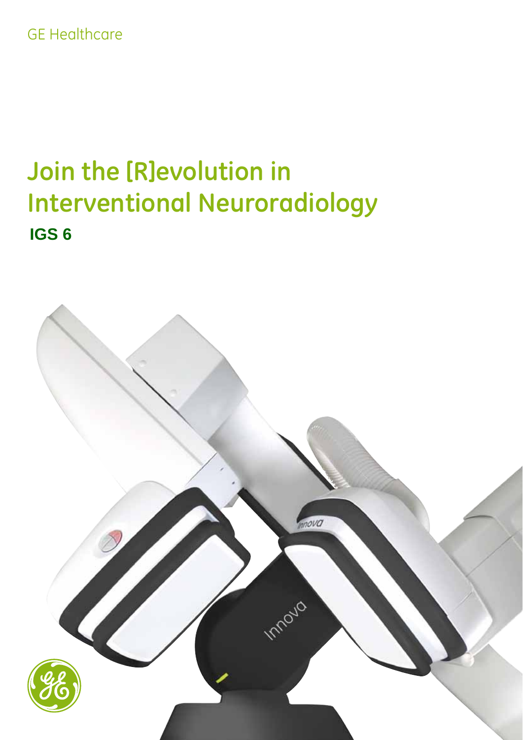GE Healthcare

# Join the [R]evolution in Interventional Neuroradiology

## IGS 6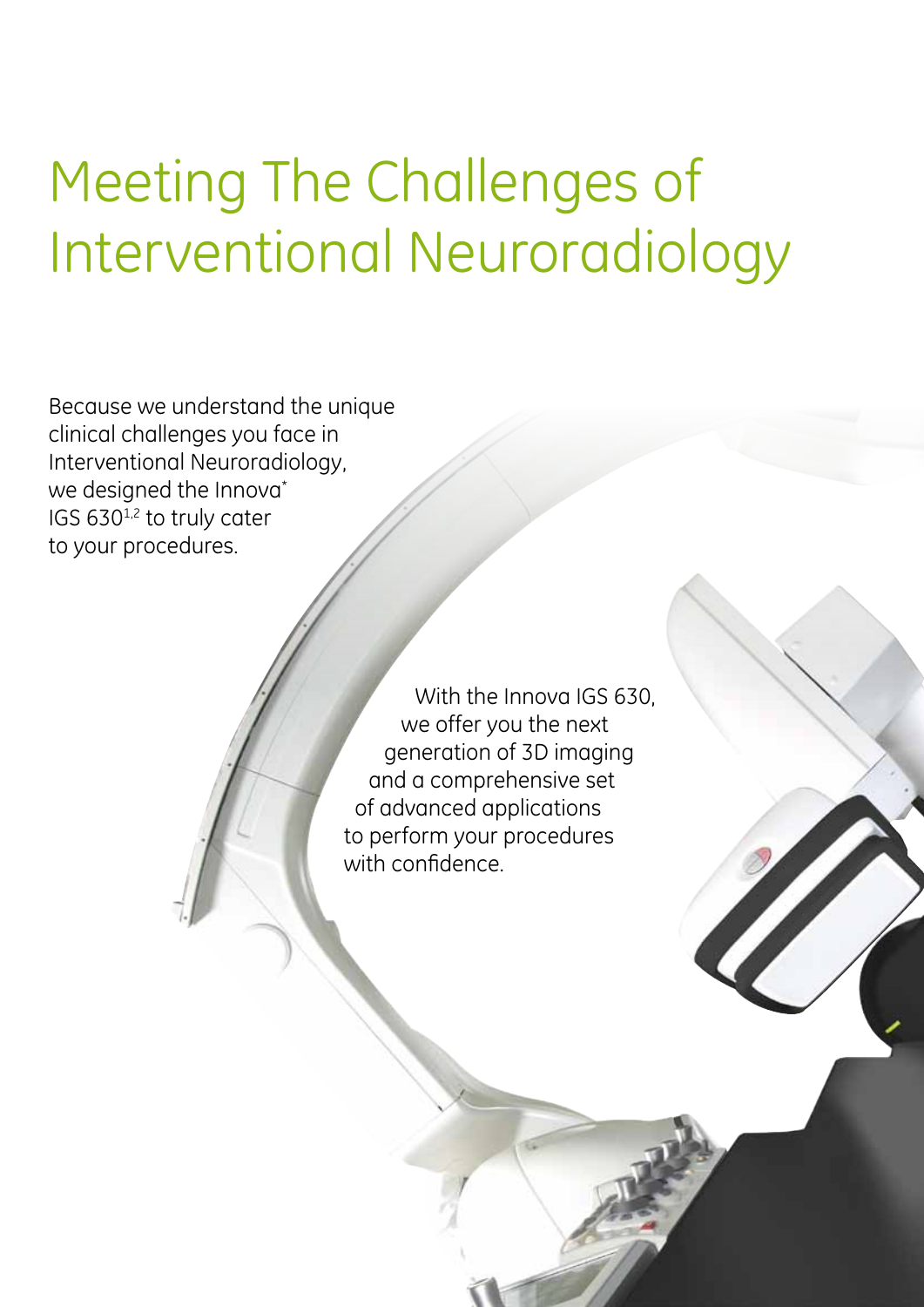# Meeting The Challenges of Interventional Neuroradiology

Because we understand the unique clinical challenges you face in Interventional Neuroradiology, we designed the Innova* IGS 630[1,2] to truly cater to your procedures.

With the Innova IGS 630, we offer you the next generation of 3D imaging and a comprehensive set of advanced applications to perform your procedures with confidence.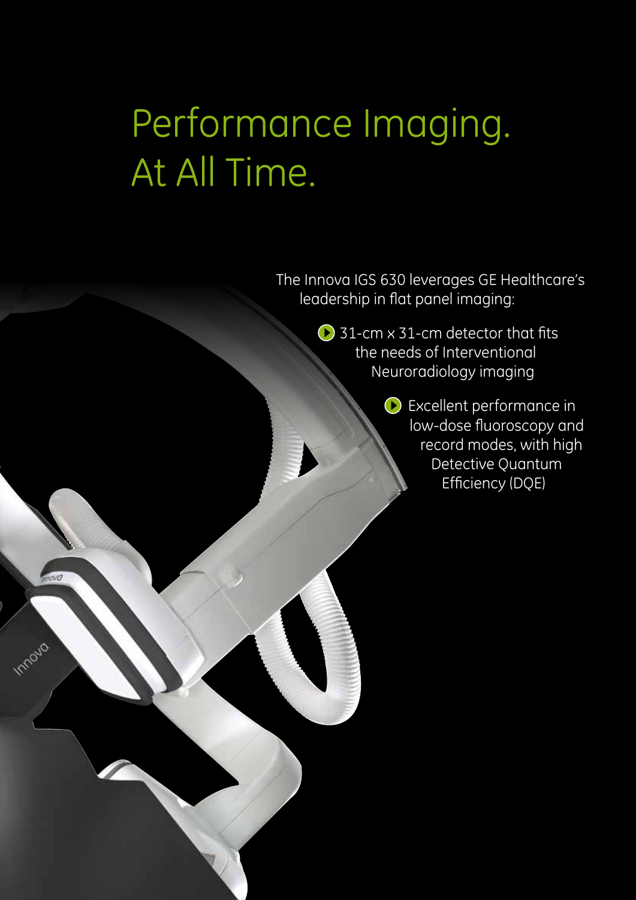# Performance Imaging. At All Time.

The Innova IGS 630 leverages GE Healthcare's leadership in flat panel imaging:

- 31-cm x 31-cm detector that fits the needs of Interventional Neuroradiology imaging
- Excellent performance in low-dose fluoroscopy and record modes, with high Detective Quantum Efficiency (DQE)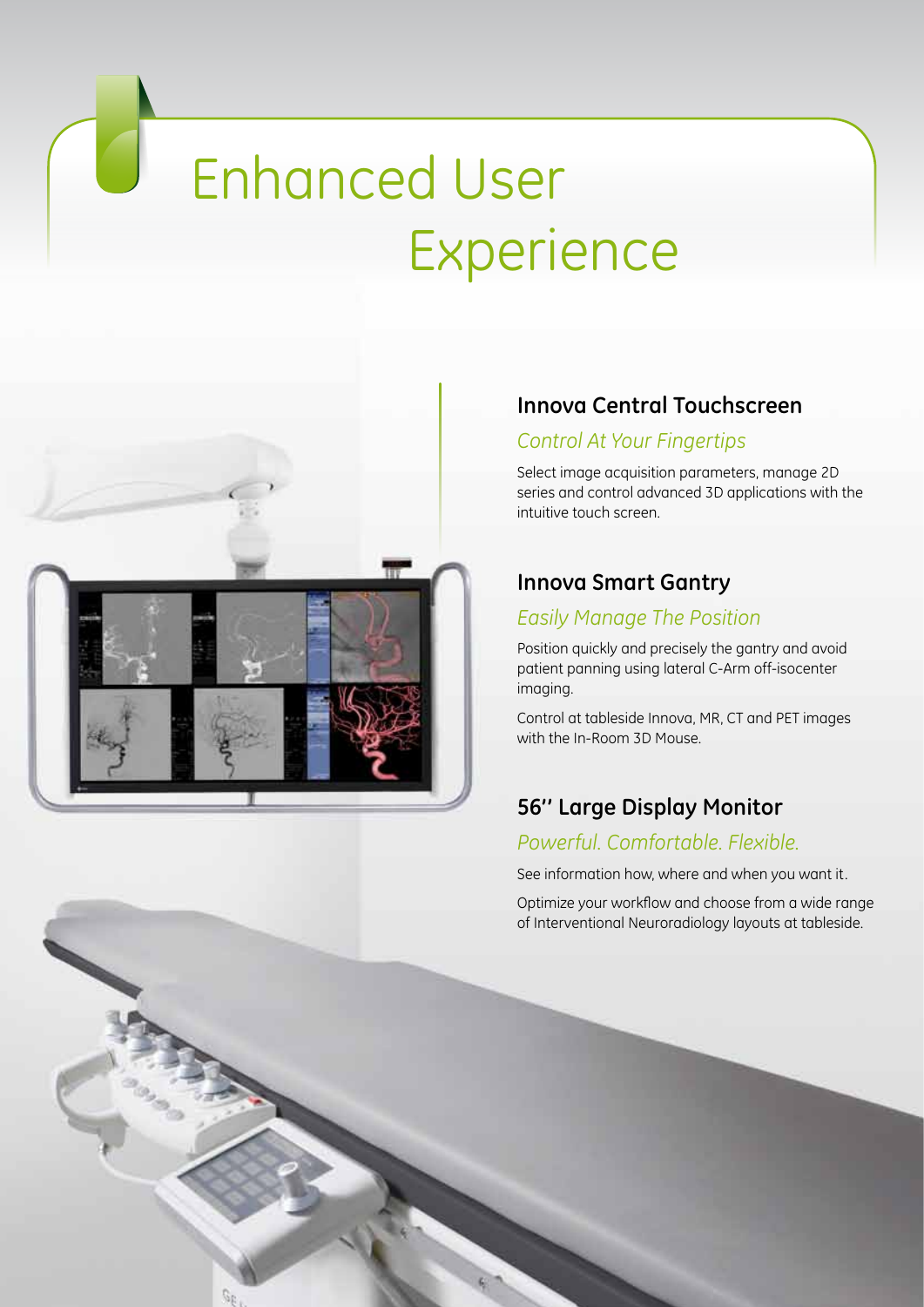# Enhanced User Experience

## Innova Central Touchscreen

*Control At Your Fingertips*

Select image acquisition parameters, manage 2D series and control advanced 3D applications with the intuitive touch screen.

## Innova Smart Gantry

*Easily Manage The Position*

Position quickly and precisely the gantry and avoid patient panning using lateral C-Arm off-isocenter imaging.

Control at tableside Innova, MR, CT and PET images with the In-Room 3D Mouse.

## 56'' Large Display Monitor

*Powerful. Comfortable. Flexible.*

See information how, where and when you want it.

Optimize your workflow and choose from a wide range of Interventional Neuroradiology layouts at tableside.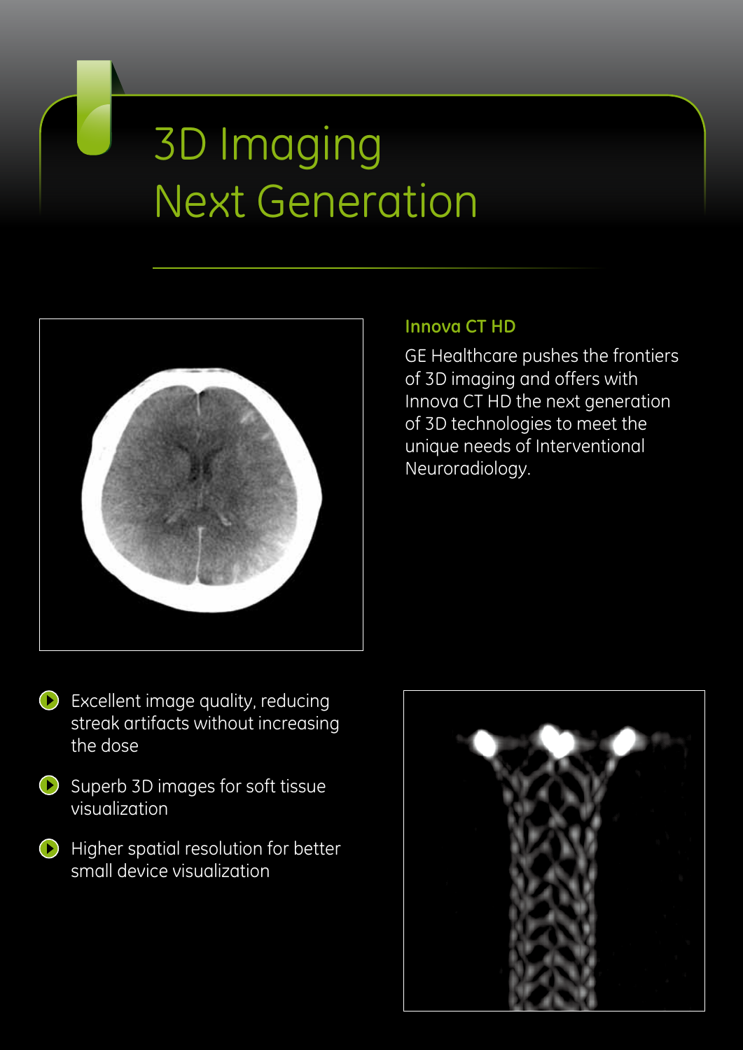# 3D Imaging Next Generation

### Innova CT HD

GE Healthcare pushes the frontiers of 3D imaging and offers with Innova CT HD the next generation of 3D technologies to meet the unique needs of Interventional Neuroradiology.

- Excellent image quality, reducing streak artifacts without increasing the dose
- Superb 3D images for soft tissue visualization
- Higher spatial resolution for better small device visualization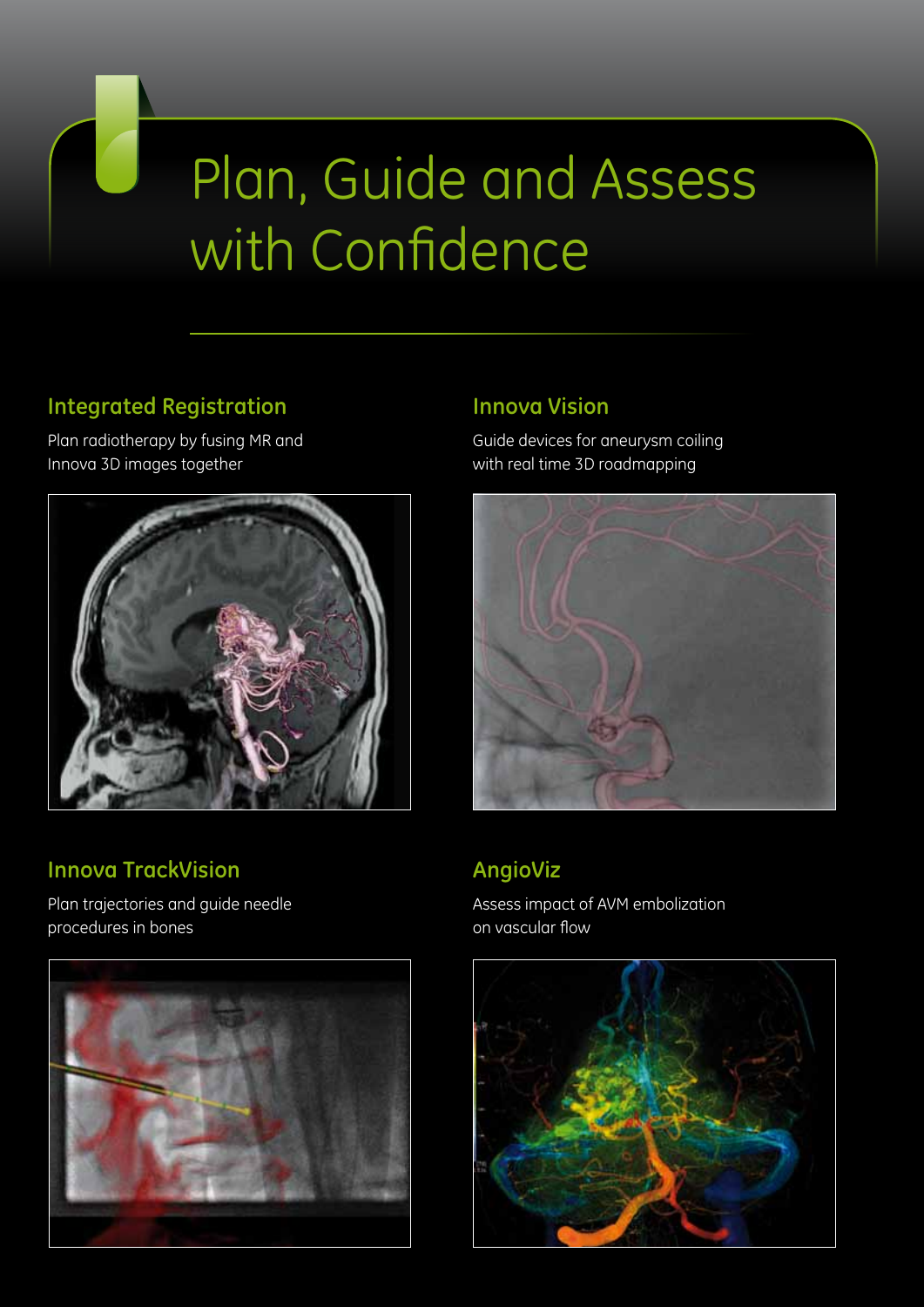# Plan, Guide and Assess with Confidence

## Integrated Registration

Plan radiotherapy by fusing MR and Innova 3D images together

## Innova Vision

Guide devices for aneurysm coiling with real time 3D roadmapping

## Innova TrackVision

Plan trajectories and guide needle procedures in bones

## AngioViz

Assess impact of AVM embolization on vascular flow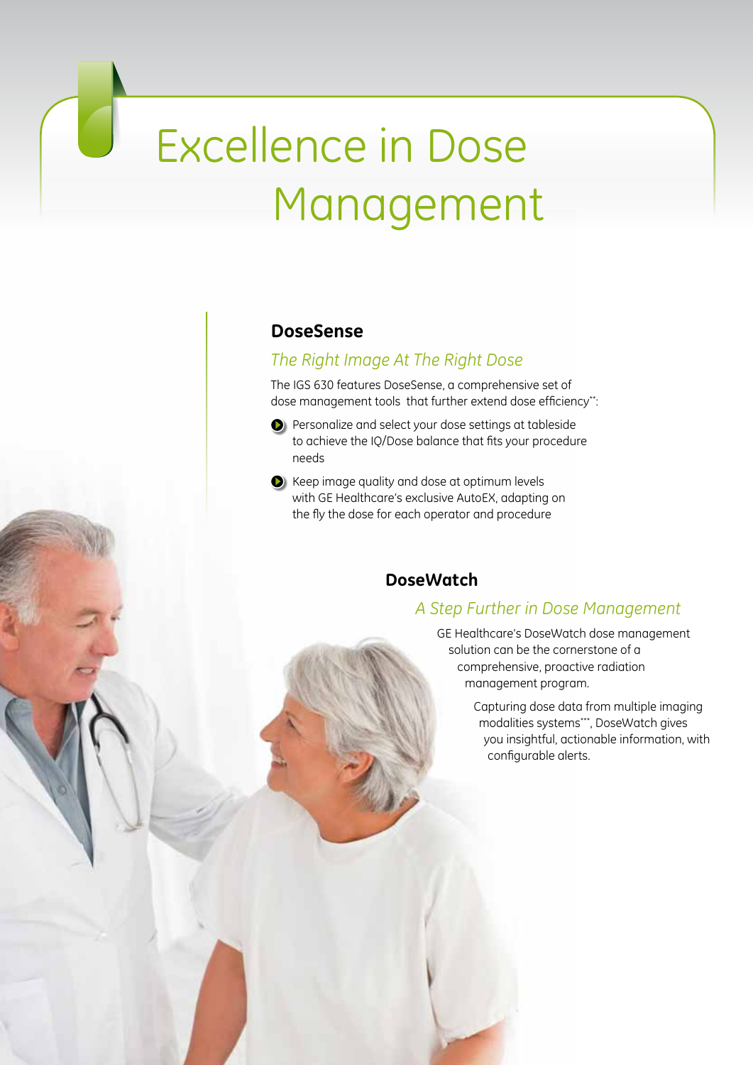# Excellence in Dose Management

## DoseSense

*The Right Image At The Right Dose*

The IGS 630 features DoseSense, a comprehensive set of dose management tools that further extend dose efficiency**:

- Personalize and select your dose settings at tableside to achieve the IQ/Dose balance that fits your procedure needs
- Keep image quality and dose at optimum levels with GE Healthcare's exclusive AutoEX, adapting on the fly the dose for each operator and procedure

## DoseWatch

*A Step Further in Dose Management*

GE Healthcare's DoseWatch dose management solution can be the cornerstone of a comprehensive, proactive radiation management program.

Capturing dose data from multiple imaging modalities systems***, DoseWatch gives you insightful, actionable information, with configurable alerts.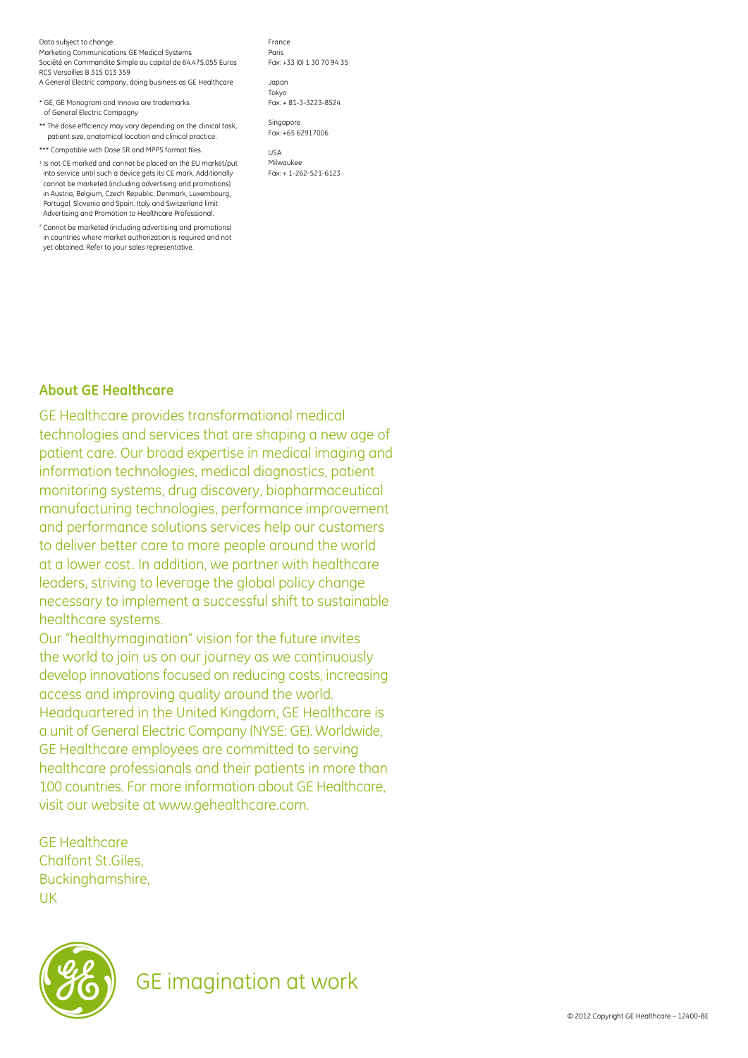Data subject to change.
Marketing Communications GE Medical Systems
Société en Commandite Simple au capital de 64.475.055 Euros
RCS Versailles B 315 013 359
A General Electric company, doing business as GE Healthcare

* GE, GE Monogram and Innova are trademarks of General Electric Compagny

** The dose efficiency may vary depending on the clinical task, patient size, anatomical location and clinical practice.

*** Compatible with Dose SR and MPPS format files.

[1] Is not CE marked and cannot be placed on the EU market/put into service until such a device gets its CE mark. Additionally cannot be marketed (including advertising and promotions) in Austria, Belgium, Czech Republic, Denmark, Luxembourg, Portugal, Slovenia and Spain. Italy and Switzerland limit Advertising and Promotion to Healthcare Professional.

[2] Cannot be marketed (including advertising and promotions) in countries where market authorization is required and not yet obtained. Refer to your sales representative.

France
Paris
Fax: +33 (0) 1 30 70 94 35

Japan
Tokyo
Fax: + 81-3-3223-8524

Singapore
Fax: +65 62917006

USA
Milwaukee
Fax: + 1-262-521-6123

## About GE Healthcare

GE Healthcare provides transformational medical technologies and services that are shaping a new age of patient care. Our broad expertise in medical imaging and information technologies, medical diagnostics, patient monitoring systems, drug discovery, biopharmaceutical manufacturing technologies, performance improvement and performance solutions services help our customers to deliver better care to more people around the world at a lower cost. In addition, we partner with healthcare leaders, striving to leverage the global policy change necessary to implement a successful shift to sustainable healthcare systems.

Our "healthymagination" vision for the future invites the world to join us on our journey as we continuously develop innovations focused on reducing costs, increasing access and improving quality around the world. Headquartered in the United Kingdom, GE Healthcare is a unit of General Electric Company (NYSE: GE). Worldwide, GE Healthcare employees are committed to serving healthcare professionals and their patients in more than 100 countries. For more information about GE Healthcare, visit our website at www.gehealthcare.com.

GE Healthcare
Chalfont St.Giles,
Buckinghamshire,
UK

GE imagination at work

© 2012 Copyright GE Healthcare – 12400-BE